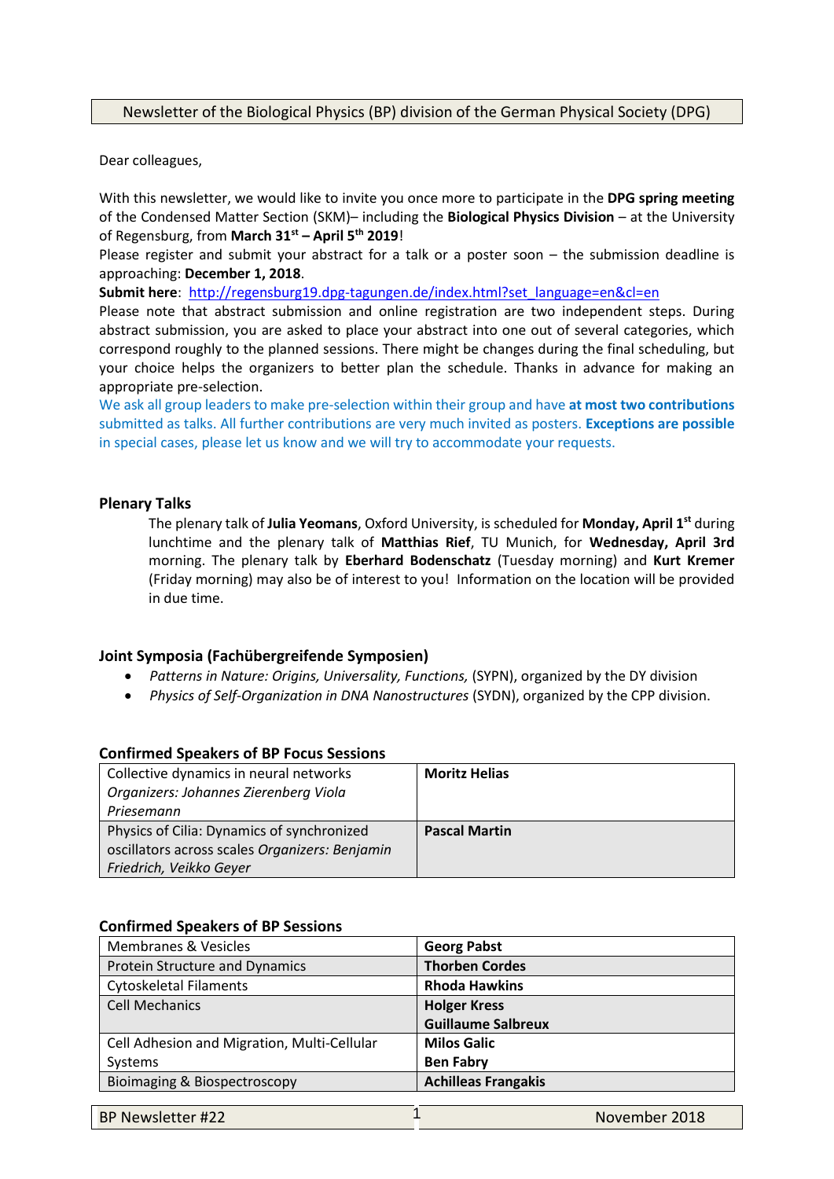Newsletter of the Biological Physics (BP) division of the German Physical Society (DPG)

Dear colleagues,

With this newsletter, we would like to invite you once more to participate in the **DPG spring meeting** of the Condensed Matter Section (SKM)– including the **Biological Physics Division** – at the University of Regensburg, from **March 31st – April 5th 2019**!

Please register and submit your abstract for a talk or a poster soon – the submission deadline is approaching: **December 1, 2018**.

**Submit here**: http://regensburg19.dpg-tagungen.de/index.html?set_language=en&cl=en

Please note that abstract submission and online registration are two independent steps. During abstract submission, you are asked to place your abstract into one out of several categories, which correspond roughly to the planned sessions. There might be changes during the final scheduling, but your choice helps the organizers to better plan the schedule. Thanks in advance for making an appropriate pre-selection.

We ask all group leaders to make pre-selection within their group and have **at most two contributions** submitted as talks. All further contributions are very much invited as posters. **Exceptions are possible** in special cases, please let us know and we will try to accommodate your requests.

## Plenary Talks

The plenary talk of **Julia Yeomans**, Oxford University, is scheduled for **Monday, April 1st** during lunchtime and the plenary talk of **Matthias Rief**, TU Munich, for **Wednesday, April 3rd** morning. The plenary talk by **Eberhard Bodenschatz** (Tuesday morning) and **Kurt Kremer** (Friday morning) may also be of interest to you! Information on the location will be provided in due time.

## Joint Symposia (Fachübergreifende Symposien)

- *Patterns in Nature: Origins, Universality, Functions,* (SYPN), organized by the DY division
- *Physics of Self-Organization in DNA Nanostructures* (SYDN), organized by the CPP division.

## Confirmed Speakers of BP Focus Sessions

| | |
|---|---|
| Collective dynamics in neural networks *Organizers: Johannes Zierenberg Viola Priesemann* | **Moritz Helias** |
| Physics of Cilia: Dynamics of synchronized oscillators across scales *Organizers: Benjamin Friedrich, Veikko Geyer* | **Pascal Martin** |

## Confirmed Speakers of BP Sessions

| | |
|---|---|
| Membranes & Vesicles | **Georg Pabst** |
| Protein Structure and Dynamics | **Thorben Cordes** |
| Cytoskeletal Filaments | **Rhoda Hawkins** |
| Cell Mechanics | **Holger Kress**<br>**Guillaume Salbreux** |
| Cell Adhesion and Migration, Multi-Cellular Systems | **Milos Galic**<br>**Ben Fabry** |
| Bioimaging & Biospectroscopy | **Achilleas Frangakis** |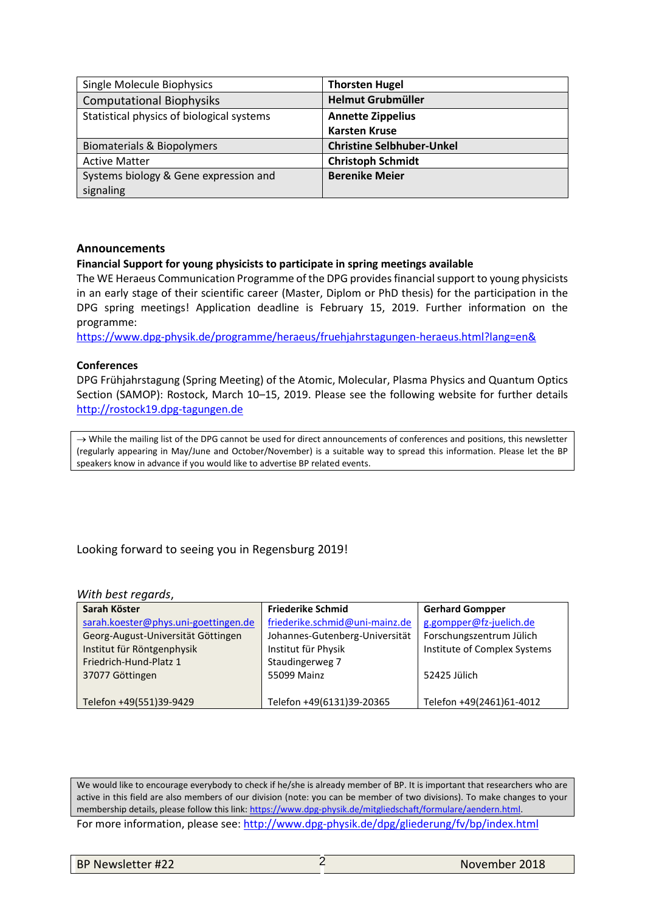| | |
|---|---|
| Single Molecule Biophysics | **Thorsten Hugel** |
| Computational Biophysiks | **Helmut Grubmüller** |
| Statistical physics of biological systems | **Annette Zippelius**<br>**Karsten Kruse** |
| Biomaterials & Biopolymers | **Christine Selbhuber-Unkel** |
| Active Matter | **Christoph Schmidt** |
| Systems biology & Gene expression and signaling | **Berenike Meier** |

### Announcements

**Financial Support for young physicists to participate in spring meetings available**

The WE Heraeus Communication Programme of the DPG provides financial support to young physicists in an early stage of their scientific career (Master, Diplom or PhD thesis) for the participation in the DPG spring meetings! Application deadline is February 15, 2019. Further information on the programme:
https://www.dpg-physik.de/programme/heraeus/fruehjahrstagungen-heraeus.html?lang=en&

### Conferences

DPG Frühjahrstagung (Spring Meeting) of the Atomic, Molecular, Plasma Physics and Quantum Optics Section (SAMOP): Rostock, March 10–15, 2019. Please see the following website for further details http://rostock19.dpg-tagungen.de

→ While the mailing list of the DPG cannot be used for direct announcements of conferences and positions, this newsletter (regularly appearing in May/June and October/November) is a suitable way to spread this information. Please let the BP speakers know in advance if you would like to advertise BP related events.

Looking forward to seeing you in Regensburg 2019!

*With best regards*,

| | | |
|---|---|---|
| **Sarah Köster** | **Friederike Schmid** | **Gerhard Gompper** |
| sarah.koester@phys.uni-goettingen.de | friederike.schmid@uni-mainz.de | g.gompper@fz-juelich.de |
| Georg-August-Universität Göttingen | Johannes-Gutenberg-Universität | Forschungszentrum Jülich |
| Institut für Röntgenphysik | Institut für Physik | Institute of Complex Systems |
| Friedrich-Hund-Platz 1 | Staudingerweg 7 | |
| 37077 Göttingen | 55099 Mainz | 52425 Jülich |
| Telefon +49(551)39-9429 | Telefon +49(6131)39-20365 | Telefon +49(2461)61-4012 |

We would like to encourage everybody to check if he/she is already member of BP. It is important that researchers who are active in this field are also members of our division (note: you can be member of two divisions). To make changes to your membership details, please follow this link: https://www.dpg-physik.de/mitgliedschaft/formulare/aendern.html.

For more information, please see: http://www.dpg-physik.de/dpg/gliederung/fv/bp/index.html